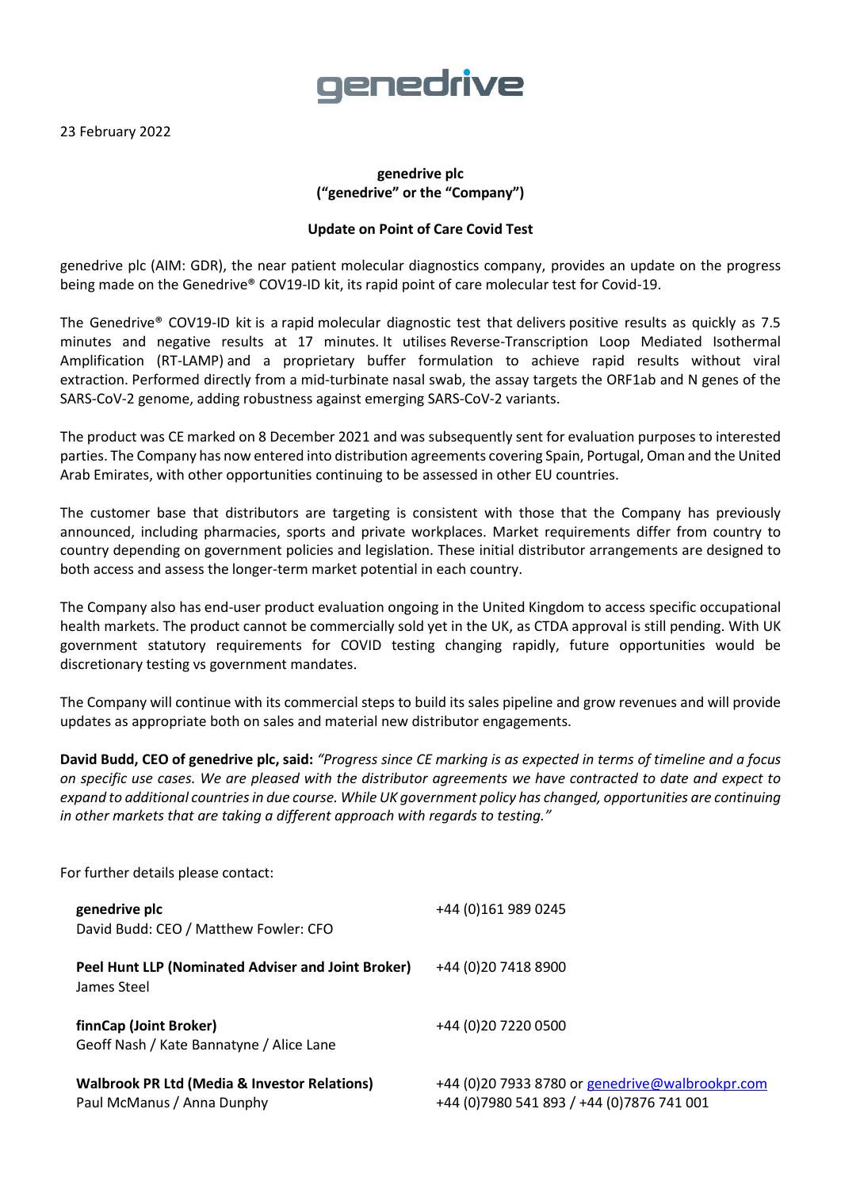genedrive

23 February 2022

**genedrive plc**
**("genedrive" or the "Company")**

**Update on Point of Care Covid Test**

genedrive plc (AIM: GDR), the near patient molecular diagnostics company, provides an update on the progress being made on the Genedrive® COV19-ID kit, its rapid point of care molecular test for Covid-19.

The Genedrive® COV19-ID kit is a rapid molecular diagnostic test that delivers positive results as quickly as 7.5 minutes and negative results at 17 minutes. It utilises Reverse-Transcription Loop Mediated Isothermal Amplification (RT-LAMP) and a proprietary buffer formulation to achieve rapid results without viral extraction. Performed directly from a mid-turbinate nasal swab, the assay targets the ORF1ab and N genes of the SARS-CoV-2 genome, adding robustness against emerging SARS-CoV-2 variants.

The product was CE marked on 8 December 2021 and was subsequently sent for evaluation purposes to interested parties. The Company has now entered into distribution agreements covering Spain, Portugal, Oman and the United Arab Emirates, with other opportunities continuing to be assessed in other EU countries.

The customer base that distributors are targeting is consistent with those that the Company has previously announced, including pharmacies, sports and private workplaces. Market requirements differ from country to country depending on government policies and legislation. These initial distributor arrangements are designed to both access and assess the longer-term market potential in each country.

The Company also has end-user product evaluation ongoing in the United Kingdom to access specific occupational health markets. The product cannot be commercially sold yet in the UK, as CTDA approval is still pending. With UK government statutory requirements for COVID testing changing rapidly, future opportunities would be discretionary testing vs government mandates.

The Company will continue with its commercial steps to build its sales pipeline and grow revenues and will provide updates as appropriate both on sales and material new distributor engagements.

**David Budd, CEO of genedrive plc, said:** *"Progress since CE marking is as expected in terms of timeline and a focus on specific use cases. We are pleased with the distributor agreements we have contracted to date and expect to expand to additional countries in due course. While UK government policy has changed, opportunities are continuing in other markets that are taking a different approach with regards to testing."*

For further details please contact:

| | |
|---|---|
| **genedrive plc**<br>David Budd: CEO / Matthew Fowler: CFO | +44 (0)161 989 0245 |
| **Peel Hunt LLP (Nominated Adviser and Joint Broker)**<br>James Steel | +44 (0)20 7418 8900 |
| **finnCap (Joint Broker)**<br>Geoff Nash / Kate Bannatyne / Alice Lane | +44 (0)20 7220 0500 |
| **Walbrook PR Ltd (Media & Investor Relations)**<br>Paul McManus / Anna Dunphy | +44 (0)20 7933 8780 or genedrive@walbrookpr.com<br>+44 (0)7980 541 893 / +44 (0)7876 741 001 |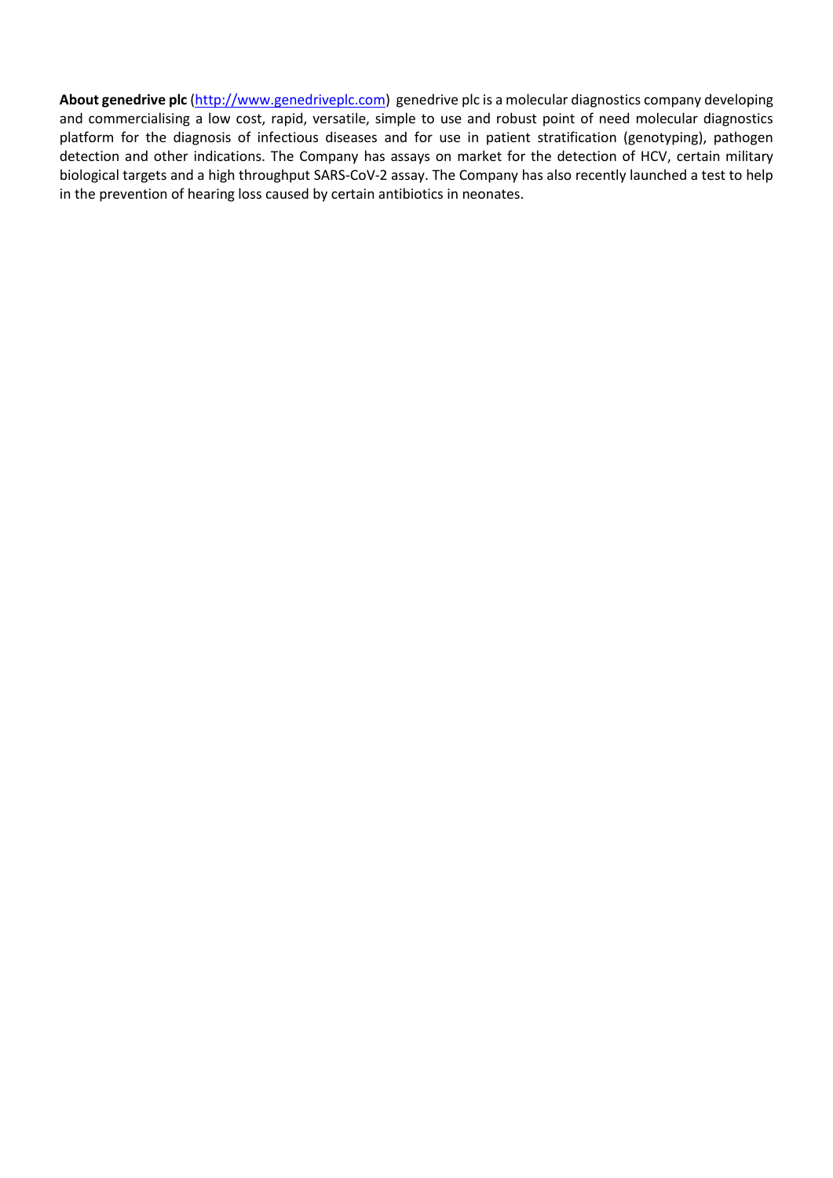**About genedrive plc** ([http://www.genedriveplc.com](http://www.genedriveplc.com)) genedrive plc is a molecular diagnostics company developing and commercialising a low cost, rapid, versatile, simple to use and robust point of need molecular diagnostics platform for the diagnosis of infectious diseases and for use in patient stratification (genotyping), pathogen detection and other indications. The Company has assays on market for the detection of HCV, certain military biological targets and a high throughput SARS-CoV-2 assay. The Company has also recently launched a test to help in the prevention of hearing loss caused by certain antibiotics in neonates.